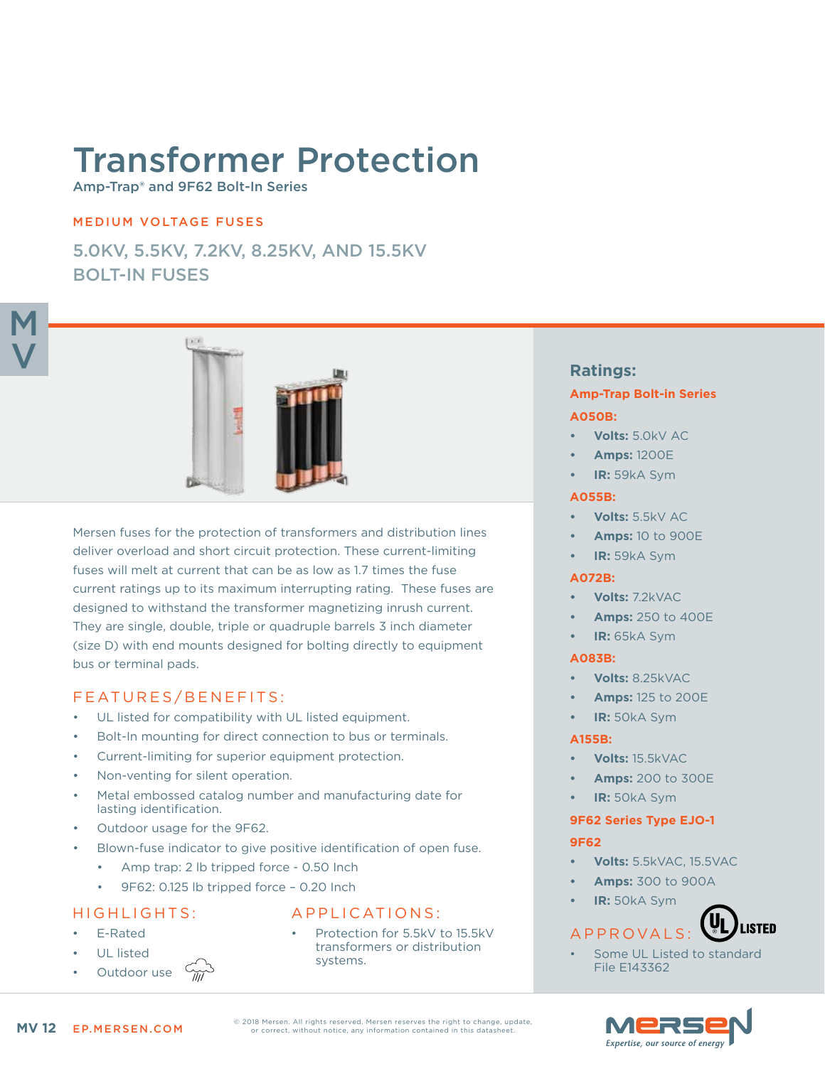# Transformer Protection

Amp-Trap® and 9F62 Bolt-In Series

MEDIUM VOLTAGE FUSES

## 5.0KV, 5.5KV, 7.2KV, 8.25KV, AND 15.5KV BOLT-IN FUSES

Mersen fuses for the protection of transformers and distribution lines deliver overload and short circuit protection. These current-limiting fuses will melt at current that can be as low as 1.7 times the fuse current ratings up to its maximum interrupting rating. These fuses are designed to withstand the transformer magnetizing inrush current. They are single, double, triple or quadruple barrels 3 inch diameter (size D) with end mounts designed for bolting directly to equipment bus or terminal pads.

### FEATURES/BENEFITS:

- UL listed for compatibility with UL listed equipment.
- Bolt-In mounting for direct connection to bus or terminals.
- Current-limiting for superior equipment protection.
- Non-venting for silent operation.
- Metal embossed catalog number and manufacturing date for lasting identification.
- Outdoor usage for the 9F62.
- Blown-fuse indicator to give positive identification of open fuse.
  - Amp trap: 2 lb tripped force - 0.50 Inch
  - 9F62: 0.125 lb tripped force – 0.20 Inch

### HIGHLIGHTS:

- E-Rated
- UL listed
- Outdoor use

### APPLICATIONS:

- Protection for 5.5kV to 15.5kV transformers or distribution systems.

### Ratings:

**Amp-Trap Bolt-in Series**

**A050B:**

- **Volts:** 5.0kV AC
- **Amps:** 1200E
- **IR:** 59kA Sym

**A055B:**

- **Volts:** 5.5kV AC
- **Amps:** 10 to 900E
- **IR:** 59kA Sym

**A072B:**

- **Volts:** 7.2kVAC
- **Amps:** 250 to 400E
- **IR:** 65kA Sym

**A083B:**

- **Volts:** 8.25kVAC
- **Amps:** 125 to 200E
- **IR:** 50kA Sym

**A155B:**

- **Volts:** 15.5kVAC
- **Amps:** 200 to 300E
- **IR:** 50kA Sym

**9F62 Series Type EJO-1**

**9F62**

- **Volts:** 5.5kVAC, 15.5VAC
- **Amps:** 300 to 900A
- **IR:** 50kA Sym

### APPROVALS:

- Some UL Listed to standard File E143362

© 2018 Mersen. All rights reserved. Mersen reserves the right to change, update, or correct, without notice, any information contained in this datasheet.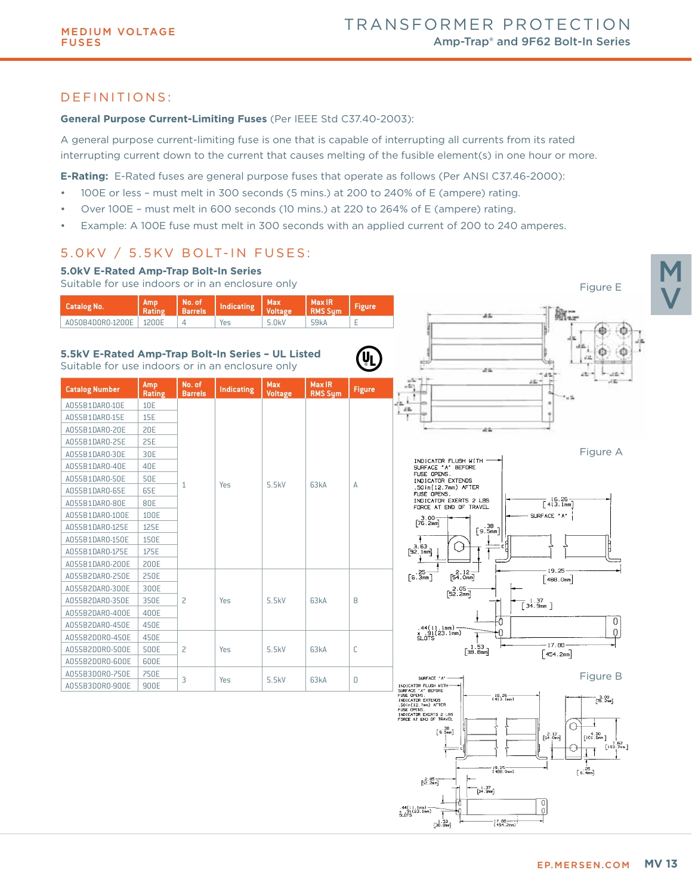## DEFINITIONS:

**General Purpose Current-Limiting Fuses** (Per IEEE Std C37.40-2003):

A general purpose current-limiting fuse is one that is capable of interrupting all currents from its rated interrupting current down to the current that causes melting of the fusible element(s) in one hour or more.

**E-Rating:** E-Rated fuses are general purpose fuses that operate as follows (Per ANSI C37.46-2000):

- 100E or less – must melt in 300 seconds (5 mins.) at 200 to 240% of E (ampere) rating.
- Over 100E – must melt in 600 seconds (10 mins.) at 220 to 264% of E (ampere) rating.
- Example: A 100E fuse must melt in 300 seconds with an applied current of 200 to 240 amperes.

## 5.0KV / 5.5KV BOLT-IN FUSES:

### 5.0kV E-Rated Amp-Trap Bolt-In Series

Suitable for use indoors or in an enclosure only

| Catalog No. | Amp Rating | No. of Barrels | Indicating | Max Voltage | Max IR RMS Sym | Figure |
|---|---|---|---|---|---|---|
| A050B4D0R0-1200E | 1200E | 4 | Yes | 5.0kV | 59kA | E |

### 5.5kV E-Rated Amp-Trap Bolt-In Series – UL Listed

Suitable for use indoors or in an enclosure only

| Catalog Number | Amp Rating | No. of Barrels | Indicating | Max Voltage | Max IR RMS Sym | Figure |
|---|---|---|---|---|---|---|
| A055B1DAR0-10E | 10E | 1 | Yes | 5.5kV | 63kA | A |
| A055B1DAR0-15E | 15E | | | | | |
| A055B1DAR0-20E | 20E | | | | | |
| A055B1DAR0-25E | 25E | | | | | |
| A055B1DAR0-30E | 30E | | | | | |
| A055B1DAR0-40E | 40E | | | | | |
| A055B1DAR0-50E | 50E | | | | | |
| A055B1DAR0-65E | 65E | | | | | |
| A055B1DAR0-80E | 80E | | | | | |
| A055B1DAR0-100E | 100E | | | | | |
| A055B1DAR0-125E | 125E | | | | | |
| A055B1DAR0-150E | 150E | | | | | |
| A055B1DAR0-175E | 175E | | | | | |
| A055B1DAR0-200E | 200E | | | | | |
| A055B2DAR0-250E | 250E | 2 | Yes | 5.5kV | 63kA | B |
| A055B2DAR0-300E | 300E | | | | | |
| A055B2DAR0-350E | 350E | | | | | |
| A055B2DAR0-400E | 400E | | | | | |
| A055B2DAR0-450E | 450E | | | | | |
| A055B2D0R0-450E | 450E | 2 | Yes | 5.5kV | 63kA | C |
| A055B2D0R0-500E | 500E | | | | | |
| A055B2D0R0-600E | 600E | | | | | |
| A055B3D0R0-750E | 750E | 3 | Yes | 5.5kV | 63kA | D |
| A055B3D0R0-900E | 900E | | | | | |

Figure E

Figure A

INDICATOR FLUSH WITH SURFACE "A" BEFORE FUSE OPENS. INDICATOR EXTENDS .50in(12.7mm) AFTER FUSE OPENS. INDICATOR EXERTS 2 LBS FORCE AT END OF TRAVEL

Figure B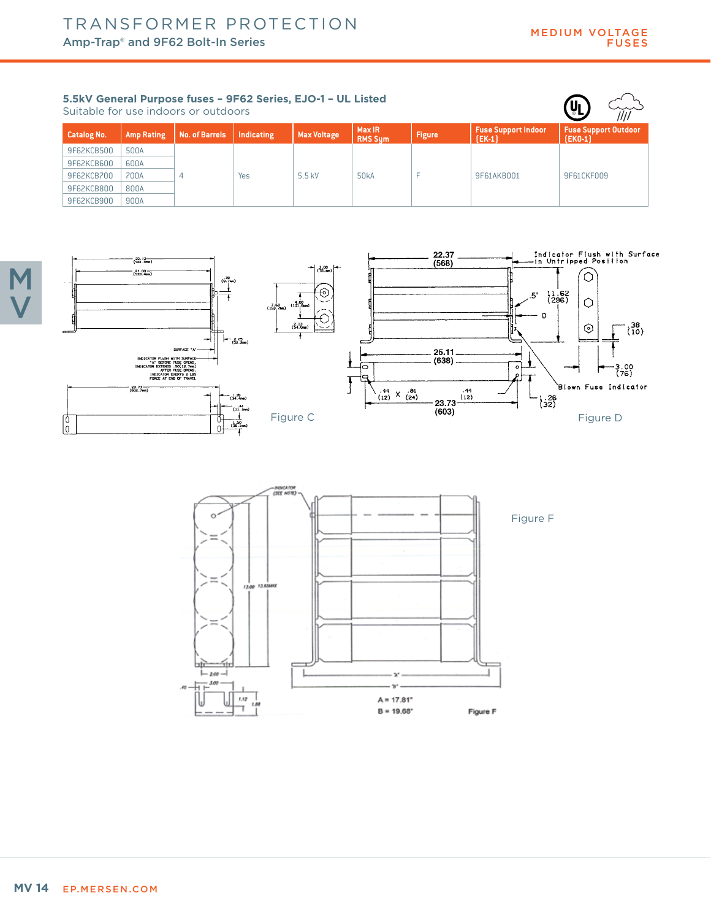### 5.5kV General Purpose fuses – 9F62 Series, EJO-1 – UL Listed

Suitable for use indoors or outdoors

| Catalog No. | Amp Rating | No. of Barrels | Indicating | Max Voltage | Max IR RMS Sym | Figure | Fuse Support Indoor (EK-1) | Fuse Support Outdoor (EKO-1) |
|---|---|---|---|---|---|---|---|---|
| 9F62KCB500 | 500A | 4 | Yes | 5.5 kV | 50kA | F | 9F61AKB001 | 9F61CKF009 |
| 9F62KCB600 | 600A | | | | | | | |
| 9F62KCB700 | 700A | | | | | | | |
| 9F62KCB800 | 800A | | | | | | | |
| 9F62KCB900 | 900A | | | | | | | |

22.12 (561.8mm)
21.00 (533.4mm)
.38 (9.7mm)
3.00 (76.4mm)
7.63 (193.7mm)
4.00 (101.6mm)
2.13 (54.0mm)
2.05 (52.2mm)
SURFACE "A"
INDICATOR FLUSH WITH SURFACE "A" BEFORE FUSE OPENS. INDICATOR EXTENDS .50(12.7mm) AFTER FUSE OPENS. INDICATOR EXERTS 2 LBS FORCE AT END OF TRAVEL.
23.73 (602.7mm)
1.36 (34.4mm)
.44 (11.1mm)
1.50 (38.1mm)

Figure C

22.37 (568)
Indicator Flush with Surface in Untripped Position
.5"
11.62 (296)
D
.38 (10)
25.11 (638)
3.00 (76)
Blown Fuse Indicator
.44 (12) X .81 (24)
.44 (12)
23.73 (603)
1.26 (32)

Figure D

INDICATOR (SEE NOTE)
13.00 13.65MAX
2.00
3.00
.40
1.12
1.88
"A"
"B"
A = 17.81"
B = 19.68"

Figure F